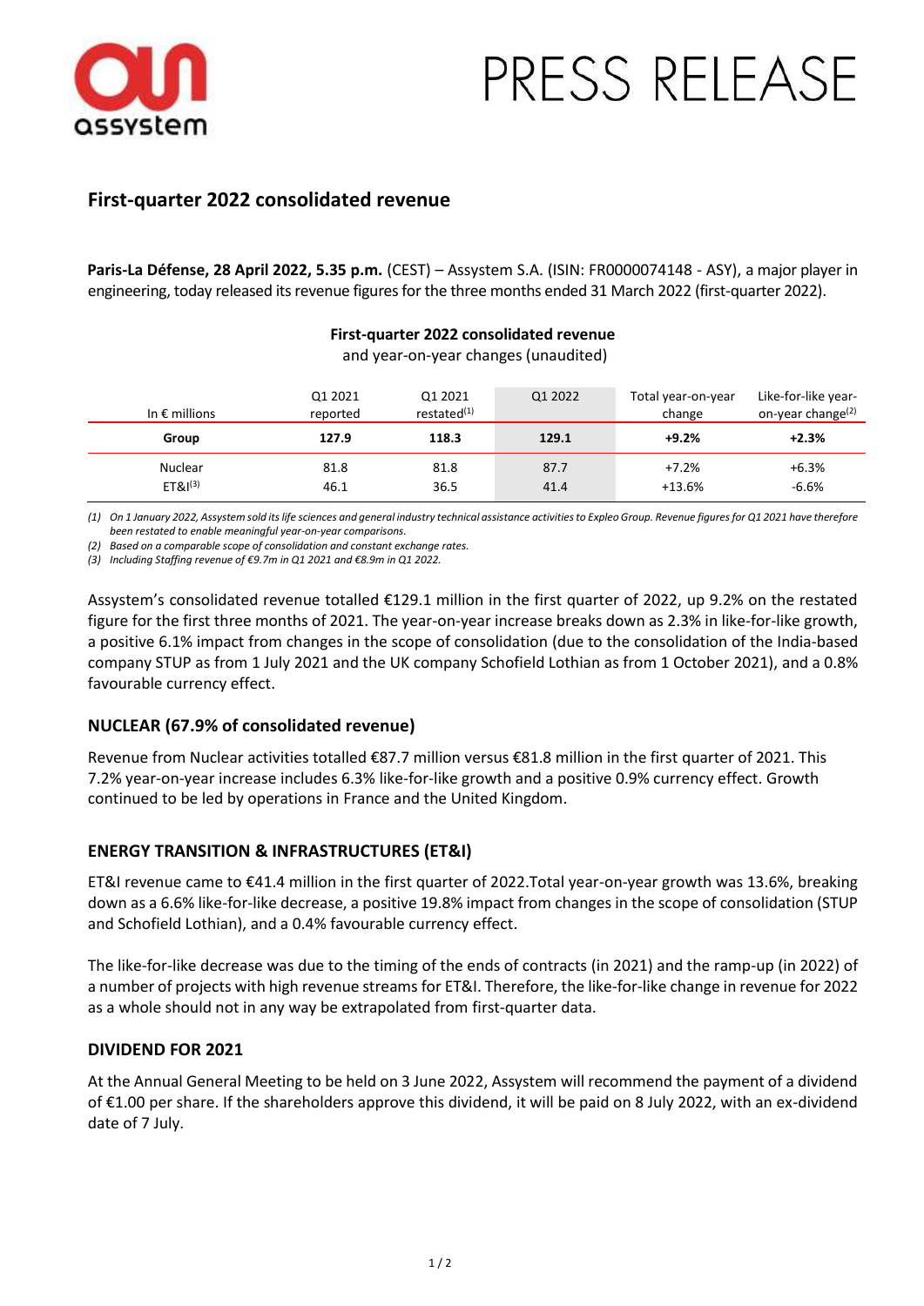# PRESS RELEASE

## First-quarter 2022 consolidated revenue

**Paris-La Défense, 28 April 2022, 5.35 p.m.** (CEST) – Assystem S.A. (ISIN: FR0000074148 - ASY), a major player in engineering, today released its revenue figures for the three months ended 31 March 2022 (first-quarter 2022).

**First-quarter 2022 consolidated revenue**
and year-on-year changes (unaudited)

| In € millions | Q1 2021 reported | Q1 2021 restated[(1)] | Q1 2022 | Total year-on-year change | Like-for-like year-on-year change[(2)] |
|---|---|---|---|---|---|
| **Group** | **127.9** | **118.3** | **129.1** | **+9.2%** | **+2.3%** |
| Nuclear | 81.8 | 81.8 | 87.7 | +7.2% | +6.3% |
| ET&I[(3)] | 46.1 | 36.5 | 41.4 | +13.6% | -6.6% |

*(1) On 1 January 2022, Assystem sold its life sciences and general industry technical assistance activities to Expleo Group. Revenue figures for Q1 2021 have therefore been restated to enable meaningful year-on-year comparisons.*

*(2) Based on a comparable scope of consolidation and constant exchange rates.*

*(3) Including Staffing revenue of €9.7m in Q1 2021 and €8.9m in Q1 2022.*

Assystem's consolidated revenue totalled €129.1 million in the first quarter of 2022, up 9.2% on the restated figure for the first three months of 2021. The year-on-year increase breaks down as 2.3% in like-for-like growth, a positive 6.1% impact from changes in the scope of consolidation (due to the consolidation of the India-based company STUP as from 1 July 2021 and the UK company Schofield Lothian as from 1 October 2021), and a 0.8% favourable currency effect.

### NUCLEAR (67.9% of consolidated revenue)

Revenue from Nuclear activities totalled €87.7 million versus €81.8 million in the first quarter of 2021. This 7.2% year-on-year increase includes 6.3% like-for-like growth and a positive 0.9% currency effect. Growth continued to be led by operations in France and the United Kingdom.

### ENERGY TRANSITION & INFRASTRUCTURES (ET&I)

ET&I revenue came to €41.4 million in the first quarter of 2022.Total year-on-year growth was 13.6%, breaking down as a 6.6% like-for-like decrease, a positive 19.8% impact from changes in the scope of consolidation (STUP and Schofield Lothian), and a 0.4% favourable currency effect.

The like-for-like decrease was due to the timing of the ends of contracts (in 2021) and the ramp-up (in 2022) of a number of projects with high revenue streams for ET&I. Therefore, the like-for-like change in revenue for 2022 as a whole should not in any way be extrapolated from first-quarter data.

### DIVIDEND FOR 2021

At the Annual General Meeting to be held on 3 June 2022, Assystem will recommend the payment of a dividend of €1.00 per share. If the shareholders approve this dividend, it will be paid on 8 July 2022, with an ex-dividend date of 7 July.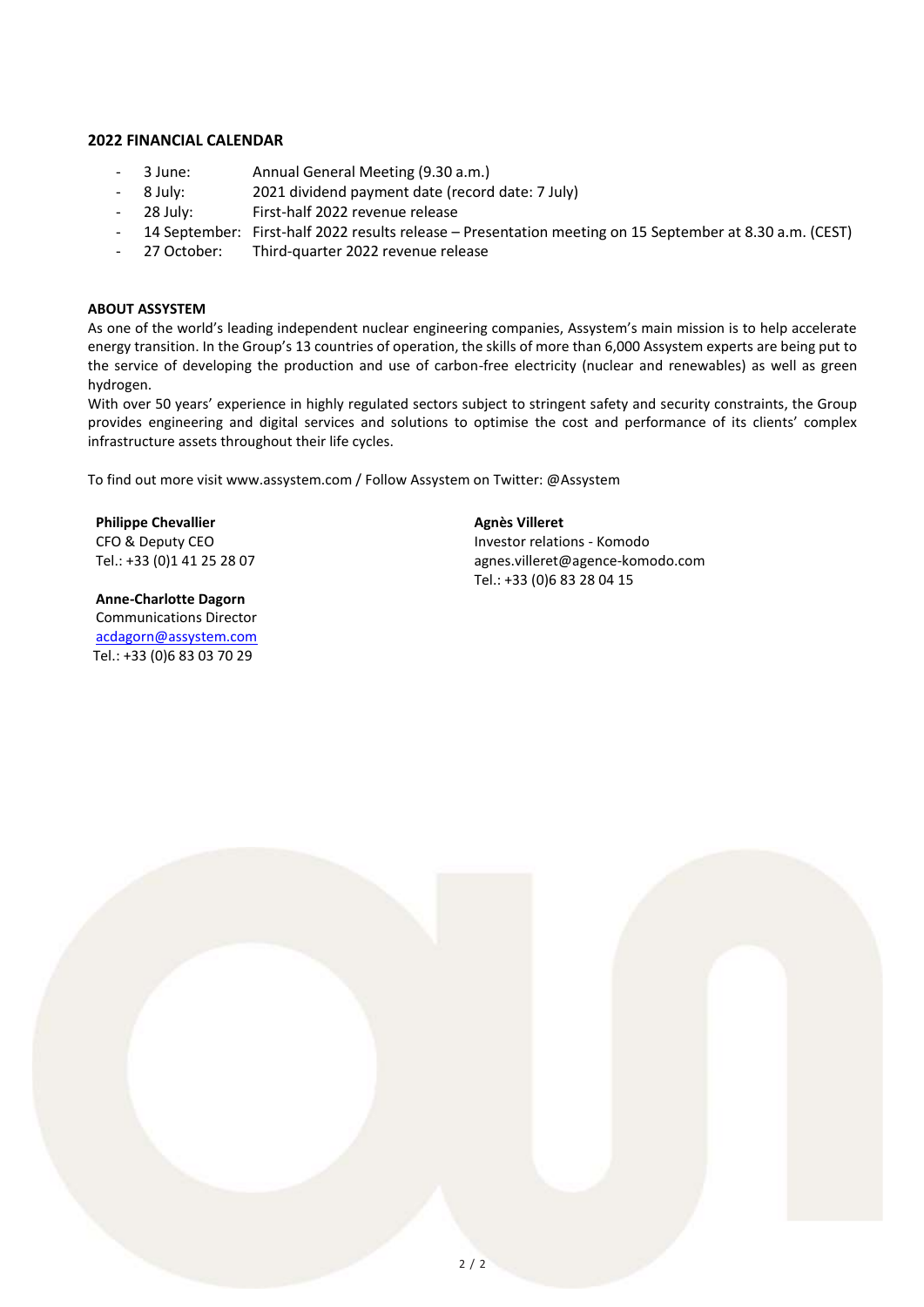## 2022 FINANCIAL CALENDAR

- 3 June: Annual General Meeting (9.30 a.m.)
- 8 July: 2021 dividend payment date (record date: 7 July)
- 28 July: First-half 2022 revenue release
- 14 September: First-half 2022 results release – Presentation meeting on 15 September at 8.30 a.m. (CEST)
- 27 October: Third-quarter 2022 revenue release

### ABOUT ASSYSTEM

As one of the world's leading independent nuclear engineering companies, Assystem's main mission is to help accelerate energy transition. In the Group's 13 countries of operation, the skills of more than 6,000 Assystem experts are being put to the service of developing the production and use of carbon-free electricity (nuclear and renewables) as well as green hydrogen.

With over 50 years' experience in highly regulated sectors subject to stringent safety and security constraints, the Group provides engineering and digital services and solutions to optimise the cost and performance of its clients' complex infrastructure assets throughout their life cycles.

To find out more visit www.assystem.com / Follow Assystem on Twitter: @Assystem

**Philippe Chevallier**
CFO & Deputy CEO
Tel.: +33 (0)1 41 25 28 07

**Anne-Charlotte Dagorn**
Communications Director
acdagorn@assystem.com
Tel.: +33 (0)6 83 03 70 29

**Agnès Villeret**
Investor relations - Komodo
agnes.villeret@agence-komodo.com
Tel.: +33 (0)6 83 28 04 15